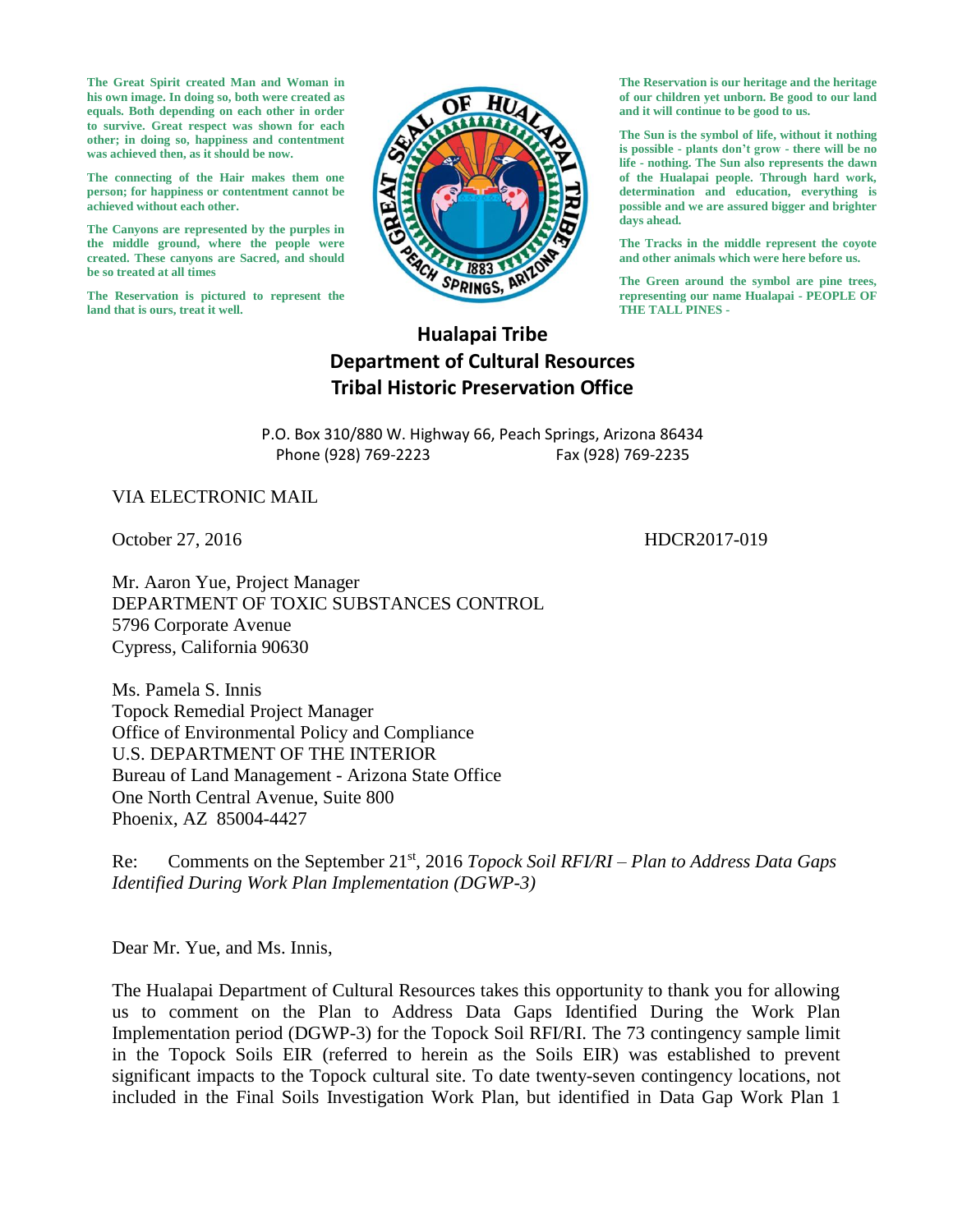The Great Spirit created Man and Woman in his own image. In doing so, both were created as equals. Both depending on each other in order to survive. Great respect was shown for each other; in doing so, happiness and contentment was achieved then, as it should be now.

The connecting of the Hair makes them one person; for happiness or contentment cannot be achieved without each other.

The Canyons are represented by the purples in the middle ground, where the people were created. These canyons are Sacred, and should be so treated at all times

The Reservation is pictured to represent the land that is ours, treat it well.

The Reservation is our heritage and the heritage of our children yet unborn. Be good to our land and it will continue to be good to us.

The Sun is the symbol of life, without it nothing is possible - plants don't grow - there will be no life - nothing. The Sun also represents the dawn of the Hualapai people. Through hard work, determination and education, everything is possible and we are assured bigger and brighter days ahead.

The Tracks in the middle represent the coyote and other animals which were here before us.

The Green around the symbol are pine trees, representing our name Hualapai - PEOPLE OF THE TALL PINES -

**Hualapai Tribe**
**Department of Cultural Resources**
**Tribal Historic Preservation Office**

P.O. Box 310/880 W. Highway 66, Peach Springs, Arizona 86434
Phone (928) 769-2223 Fax (928) 769-2235

VIA ELECTRONIC MAIL

October 27, 2016 HDCR2017-019

Mr. Aaron Yue, Project Manager
DEPARTMENT OF TOXIC SUBSTANCES CONTROL
5796 Corporate Avenue
Cypress, California 90630

Ms. Pamela S. Innis
Topock Remedial Project Manager
Office of Environmental Policy and Compliance
U.S. DEPARTMENT OF THE INTERIOR
Bureau of Land Management - Arizona State Office
One North Central Avenue, Suite 800
Phoenix, AZ 85004-4427

Re: Comments on the September 21st, 2016 *Topock Soil RFI/RI – Plan to Address Data Gaps Identified During Work Plan Implementation (DGWP-3)*

Dear Mr. Yue, and Ms. Innis,

The Hualapai Department of Cultural Resources takes this opportunity to thank you for allowing us to comment on the Plan to Address Data Gaps Identified During the Work Plan Implementation period (DGWP-3) for the Topock Soil RFI/RI. The 73 contingency sample limit in the Topock Soils EIR (referred to herein as the Soils EIR) was established to prevent significant impacts to the Topock cultural site. To date twenty-seven contingency locations, not included in the Final Soils Investigation Work Plan, but identified in Data Gap Work Plan 1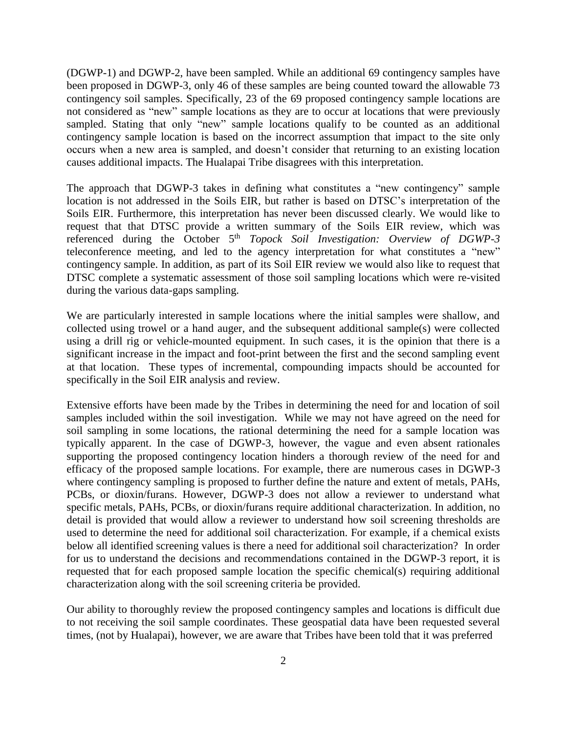(DGWP-1) and DGWP-2, have been sampled. While an additional 69 contingency samples have been proposed in DGWP-3, only 46 of these samples are being counted toward the allowable 73 contingency soil samples. Specifically, 23 of the 69 proposed contingency sample locations are not considered as "new" sample locations as they are to occur at locations that were previously sampled. Stating that only "new" sample locations qualify to be counted as an additional contingency sample location is based on the incorrect assumption that impact to the site only occurs when a new area is sampled, and doesn't consider that returning to an existing location causes additional impacts. The Hualapai Tribe disagrees with this interpretation.

The approach that DGWP-3 takes in defining what constitutes a "new contingency" sample location is not addressed in the Soils EIR, but rather is based on DTSC's interpretation of the Soils EIR. Furthermore, this interpretation has never been discussed clearly. We would like to request that that DTSC provide a written summary of the Soils EIR review, which was referenced during the October 5th *Topock Soil Investigation: Overview of DGWP-3* teleconference meeting, and led to the agency interpretation for what constitutes a "new" contingency sample. In addition, as part of its Soil EIR review we would also like to request that DTSC complete a systematic assessment of those soil sampling locations which were re-visited during the various data-gaps sampling.

We are particularly interested in sample locations where the initial samples were shallow, and collected using trowel or a hand auger, and the subsequent additional sample(s) were collected using a drill rig or vehicle-mounted equipment. In such cases, it is the opinion that there is a significant increase in the impact and foot-print between the first and the second sampling event at that location. These types of incremental, compounding impacts should be accounted for specifically in the Soil EIR analysis and review.

Extensive efforts have been made by the Tribes in determining the need for and location of soil samples included within the soil investigation. While we may not have agreed on the need for soil sampling in some locations, the rational determining the need for a sample location was typically apparent. In the case of DGWP-3, however, the vague and even absent rationales supporting the proposed contingency location hinders a thorough review of the need for and efficacy of the proposed sample locations. For example, there are numerous cases in DGWP-3 where contingency sampling is proposed to further define the nature and extent of metals, PAHs, PCBs, or dioxin/furans. However, DGWP-3 does not allow a reviewer to understand what specific metals, PAHs, PCBs, or dioxin/furans require additional characterization. In addition, no detail is provided that would allow a reviewer to understand how soil screening thresholds are used to determine the need for additional soil characterization. For example, if a chemical exists below all identified screening values is there a need for additional soil characterization? In order for us to understand the decisions and recommendations contained in the DGWP-3 report, it is requested that for each proposed sample location the specific chemical(s) requiring additional characterization along with the soil screening criteria be provided.

Our ability to thoroughly review the proposed contingency samples and locations is difficult due to not receiving the soil sample coordinates. These geospatial data have been requested several times, (not by Hualapai), however, we are aware that Tribes have been told that it was preferred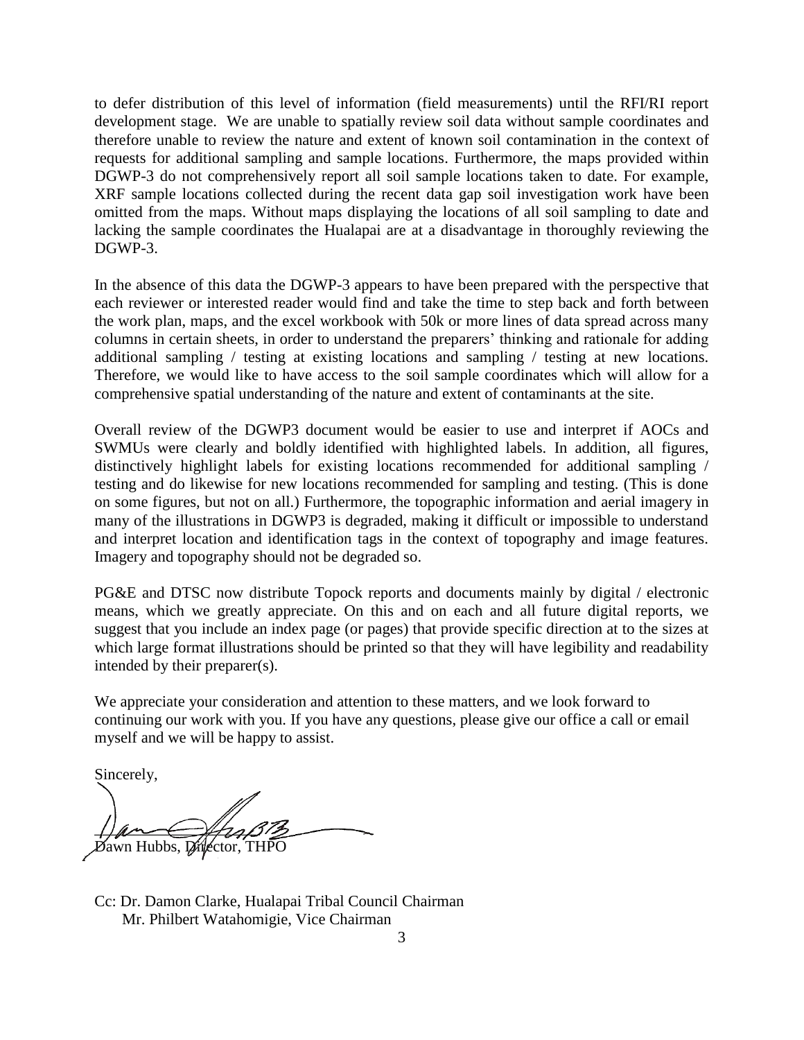to defer distribution of this level of information (field measurements) until the RFI/RI report development stage. We are unable to spatially review soil data without sample coordinates and therefore unable to review the nature and extent of known soil contamination in the context of requests for additional sampling and sample locations. Furthermore, the maps provided within DGWP-3 do not comprehensively report all soil sample locations taken to date. For example, XRF sample locations collected during the recent data gap soil investigation work have been omitted from the maps. Without maps displaying the locations of all soil sampling to date and lacking the sample coordinates the Hualapai are at a disadvantage in thoroughly reviewing the DGWP-3.

In the absence of this data the DGWP-3 appears to have been prepared with the perspective that each reviewer or interested reader would find and take the time to step back and forth between the work plan, maps, and the excel workbook with 50k or more lines of data spread across many columns in certain sheets, in order to understand the preparers' thinking and rationale for adding additional sampling / testing at existing locations and sampling / testing at new locations. Therefore, we would like to have access to the soil sample coordinates which will allow for a comprehensive spatial understanding of the nature and extent of contaminants at the site.

Overall review of the DGWP3 document would be easier to use and interpret if AOCs and SWMUs were clearly and boldly identified with highlighted labels. In addition, all figures, distinctively highlight labels for existing locations recommended for additional sampling / testing and do likewise for new locations recommended for sampling and testing. (This is done on some figures, but not on all.) Furthermore, the topographic information and aerial imagery in many of the illustrations in DGWP3 is degraded, making it difficult or impossible to understand and interpret location and identification tags in the context of topography and image features. Imagery and topography should not be degraded so.

PG&E and DTSC now distribute Topock reports and documents mainly by digital / electronic means, which we greatly appreciate. On this and on each and all future digital reports, we suggest that you include an index page (or pages) that provide specific direction at to the sizes at which large format illustrations should be printed so that they will have legibility and readability intended by their preparer(s).

We appreciate your consideration and attention to these matters, and we look forward to continuing our work with you. If you have any questions, please give our office a call or email myself and we will be happy to assist.

Sincerely,

Dawn Hubbs, Director, THPO

Cc: Dr. Damon Clarke, Hualapai Tribal Council Chairman
Mr. Philbert Watahomigie, Vice Chairman